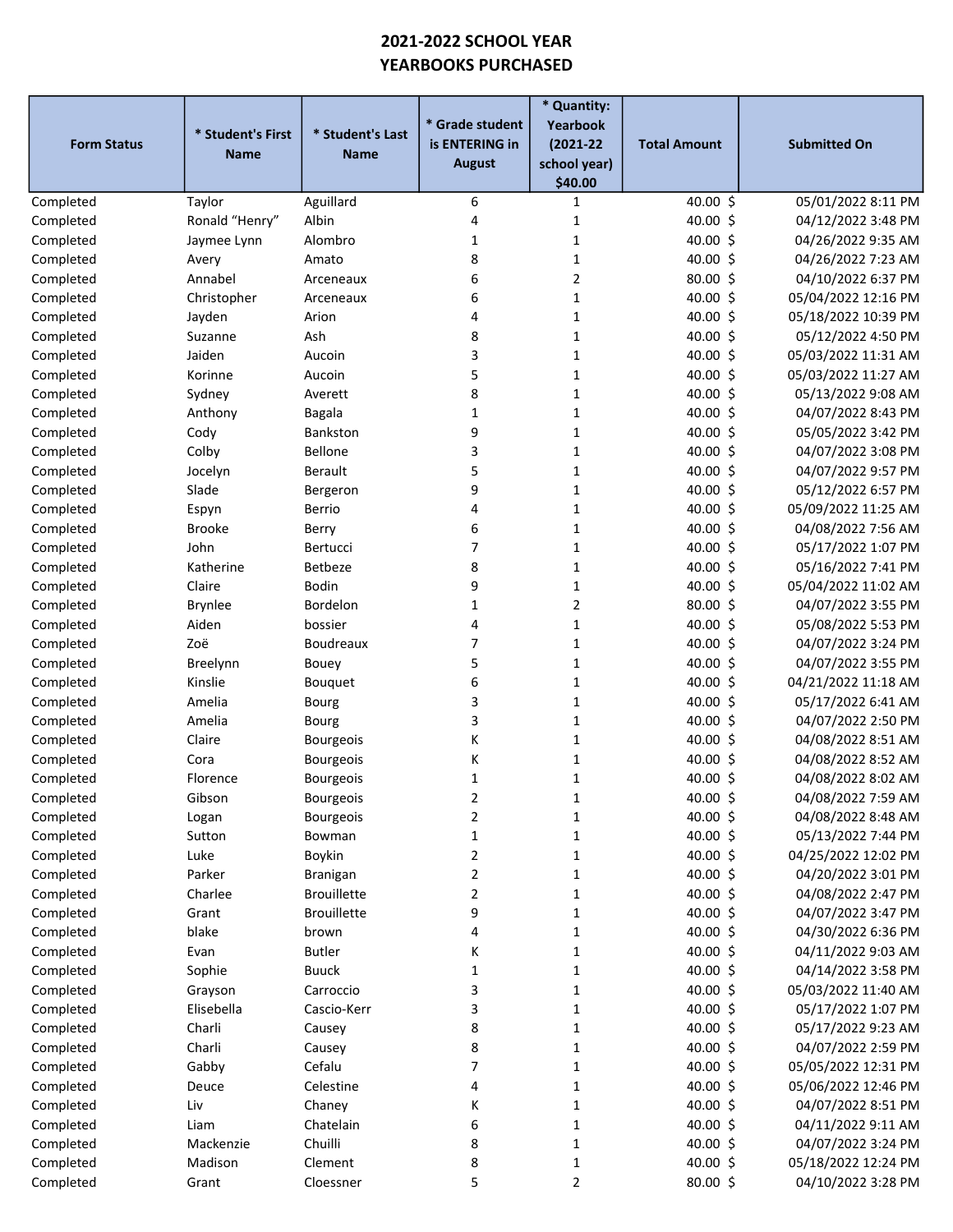# 2021-2022 SCHOOL YEAR
# YEARBOOKS PURCHASED

| Form Status | * Student's First Name | * Student's Last Name | * Grade student is ENTERING in August | * Quantity: Yearbook (2021-22 school year) $40.00 | Total Amount | Submitted On |
|---|---|---|---|---|---|---|
| Completed | Taylor | Aguillard | 6 | 1 | 40.00 $ | 05/01/2022 8:11 PM |
| Completed | Ronald “Henry” | Albin | 4 | 1 | 40.00 $ | 04/12/2022 3:48 PM |
| Completed | Jaymee Lynn | Alombro | 1 | 1 | 40.00 $ | 04/26/2022 9:35 AM |
| Completed | Avery | Amato | 8 | 1 | 40.00 $ | 04/26/2022 7:23 AM |
| Completed | Annabel | Arceneaux | 6 | 2 | 80.00 $ | 04/10/2022 6:37 PM |
| Completed | Christopher | Arceneaux | 6 | 1 | 40.00 $ | 05/04/2022 12:16 PM |
| Completed | Jayden | Arion | 4 | 1 | 40.00 $ | 05/18/2022 10:39 PM |
| Completed | Suzanne | Ash | 8 | 1 | 40.00 $ | 05/12/2022 4:50 PM |
| Completed | Jaiden | Aucoin | 3 | 1 | 40.00 $ | 05/03/2022 11:31 AM |
| Completed | Korinne | Aucoin | 5 | 1 | 40.00 $ | 05/03/2022 11:27 AM |
| Completed | Sydney | Averett | 8 | 1 | 40.00 $ | 05/13/2022 9:08 AM |
| Completed | Anthony | Bagala | 1 | 1 | 40.00 $ | 04/07/2022 8:43 PM |
| Completed | Cody | Bankston | 9 | 1 | 40.00 $ | 05/05/2022 3:42 PM |
| Completed | Colby | Bellone | 3 | 1 | 40.00 $ | 04/07/2022 3:08 PM |
| Completed | Jocelyn | Berault | 5 | 1 | 40.00 $ | 04/07/2022 9:57 PM |
| Completed | Slade | Bergeron | 9 | 1 | 40.00 $ | 05/12/2022 6:57 PM |
| Completed | Espyn | Berrio | 4 | 1 | 40.00 $ | 05/09/2022 11:25 AM |
| Completed | Brooke | Berry | 6 | 1 | 40.00 $ | 04/08/2022 7:56 AM |
| Completed | John | Bertucci | 7 | 1 | 40.00 $ | 05/17/2022 1:07 PM |
| Completed | Katherine | Betbeze | 8 | 1 | 40.00 $ | 05/16/2022 7:41 PM |
| Completed | Claire | Bodin | 9 | 1 | 40.00 $ | 05/04/2022 11:02 AM |
| Completed | Brynlee | Bordelon | 1 | 2 | 80.00 $ | 04/07/2022 3:55 PM |
| Completed | Aiden | bossier | 4 | 1 | 40.00 $ | 05/08/2022 5:53 PM |
| Completed | Zoë | Boudreaux | 7 | 1 | 40.00 $ | 04/07/2022 3:24 PM |
| Completed | Breelynn | Bouey | 5 | 1 | 40.00 $ | 04/07/2022 3:55 PM |
| Completed | Kinslie | Bouquet | 6 | 1 | 40.00 $ | 04/21/2022 11:18 AM |
| Completed | Amelia | Bourg | 3 | 1 | 40.00 $ | 05/17/2022 6:41 AM |
| Completed | Amelia | Bourg | 3 | 1 | 40.00 $ | 04/07/2022 2:50 PM |
| Completed | Claire | Bourgeois | K | 1 | 40.00 $ | 04/08/2022 8:51 AM |
| Completed | Cora | Bourgeois | K | 1 | 40.00 $ | 04/08/2022 8:52 AM |
| Completed | Florence | Bourgeois | 1 | 1 | 40.00 $ | 04/08/2022 8:02 AM |
| Completed | Gibson | Bourgeois | 2 | 1 | 40.00 $ | 04/08/2022 7:59 AM |
| Completed | Logan | Bourgeois | 2 | 1 | 40.00 $ | 04/08/2022 8:48 AM |
| Completed | Sutton | Bowman | 1 | 1 | 40.00 $ | 05/13/2022 7:44 PM |
| Completed | Luke | Boykin | 2 | 1 | 40.00 $ | 04/25/2022 12:02 PM |
| Completed | Parker | Branigan | 2 | 1 | 40.00 $ | 04/20/2022 3:01 PM |
| Completed | Charlee | Brouillette | 2 | 1 | 40.00 $ | 04/08/2022 2:47 PM |
| Completed | Grant | Brouillette | 9 | 1 | 40.00 $ | 04/07/2022 3:47 PM |
| Completed | blake | brown | 4 | 1 | 40.00 $ | 04/30/2022 6:36 PM |
| Completed | Evan | Butler | K | 1 | 40.00 $ | 04/11/2022 9:03 AM |
| Completed | Sophie | Buuck | 1 | 1 | 40.00 $ | 04/14/2022 3:58 PM |
| Completed | Grayson | Carroccio | 3 | 1 | 40.00 $ | 05/03/2022 11:40 AM |
| Completed | Elisebella | Cascio-Kerr | 3 | 1 | 40.00 $ | 05/17/2022 1:07 PM |
| Completed | Charli | Causey | 8 | 1 | 40.00 $ | 05/17/2022 9:23 AM |
| Completed | Charli | Causey | 8 | 1 | 40.00 $ | 04/07/2022 2:59 PM |
| Completed | Gabby | Cefalu | 7 | 1 | 40.00 $ | 05/05/2022 12:31 PM |
| Completed | Deuce | Celestine | 4 | 1 | 40.00 $ | 05/06/2022 12:46 PM |
| Completed | Liv | Chaney | K | 1 | 40.00 $ | 04/07/2022 8:51 PM |
| Completed | Liam | Chatelain | 6 | 1 | 40.00 $ | 04/11/2022 9:11 AM |
| Completed | Mackenzie | Chuilli | 8 | 1 | 40.00 $ | 04/07/2022 3:24 PM |
| Completed | Madison | Clement | 8 | 1 | 40.00 $ | 05/18/2022 12:24 PM |
| Completed | Grant | Cloessner | 5 | 2 | 80.00 $ | 04/10/2022 3:28 PM |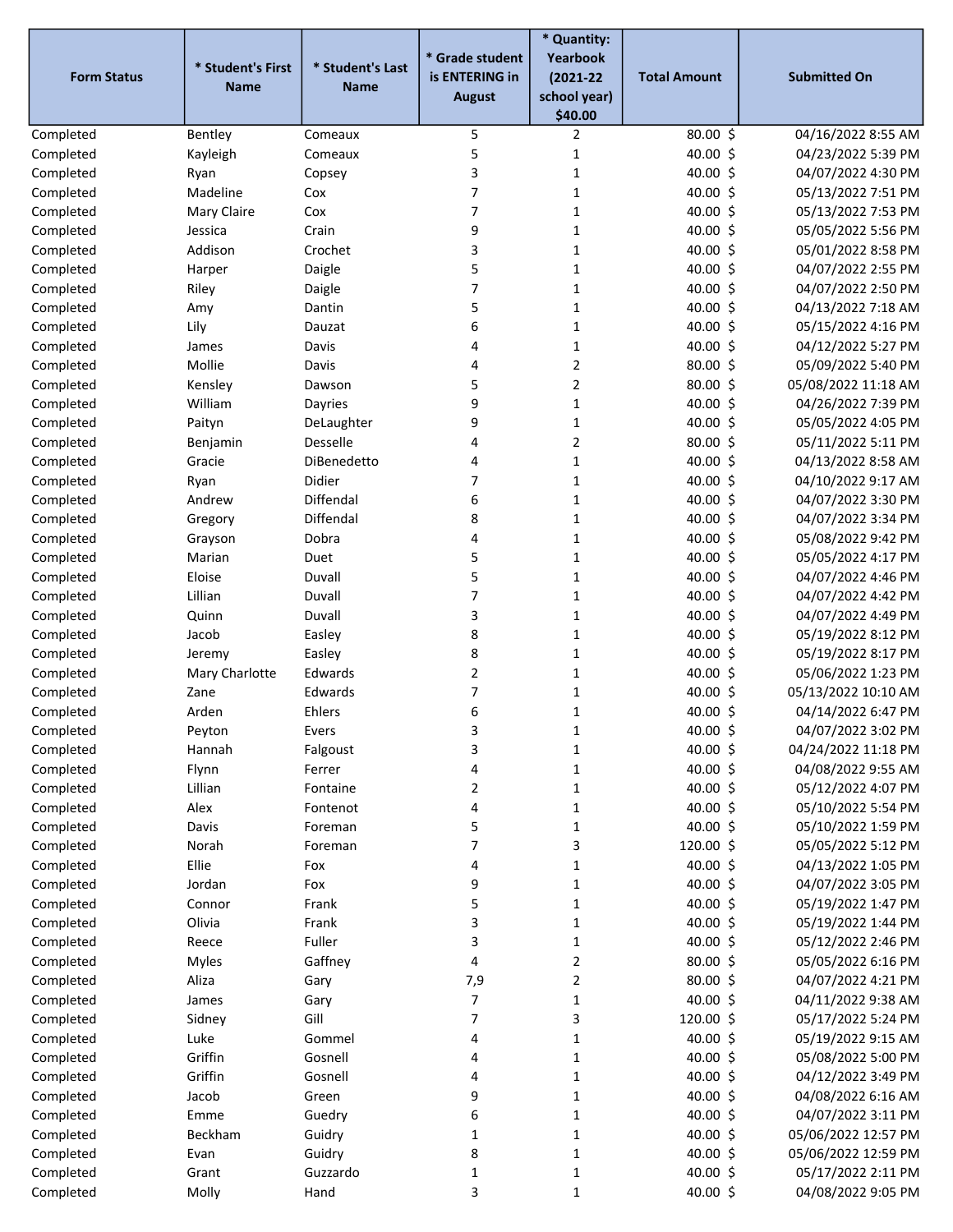| Form Status | * Student's First Name | * Student's Last Name | * Grade student is ENTERING in August | * Quantity: Yearbook (2021-22 school year) $40.00 | Total Amount | Submitted On |
|---|---|---|---|---|---|---|
| Completed | Bentley | Comeaux | 5 | 2 | 80.00 $ | 04/16/2022 8:55 AM |
| Completed | Kayleigh | Comeaux | 5 | 1 | 40.00 $ | 04/23/2022 5:39 PM |
| Completed | Ryan | Copsey | 3 | 1 | 40.00 $ | 04/07/2022 4:30 PM |
| Completed | Madeline | Cox | 7 | 1 | 40.00 $ | 05/13/2022 7:51 PM |
| Completed | Mary Claire | Cox | 7 | 1 | 40.00 $ | 05/13/2022 7:53 PM |
| Completed | Jessica | Crain | 9 | 1 | 40.00 $ | 05/05/2022 5:56 PM |
| Completed | Addison | Crochet | 3 | 1 | 40.00 $ | 05/01/2022 8:58 PM |
| Completed | Harper | Daigle | 5 | 1 | 40.00 $ | 04/07/2022 2:55 PM |
| Completed | Riley | Daigle | 7 | 1 | 40.00 $ | 04/07/2022 2:50 PM |
| Completed | Amy | Dantin | 5 | 1 | 40.00 $ | 04/13/2022 7:18 AM |
| Completed | Lily | Dauzat | 6 | 1 | 40.00 $ | 05/15/2022 4:16 PM |
| Completed | James | Davis | 4 | 1 | 40.00 $ | 04/12/2022 5:27 PM |
| Completed | Mollie | Davis | 4 | 2 | 80.00 $ | 05/09/2022 5:40 PM |
| Completed | Kensley | Dawson | 5 | 2 | 80.00 $ | 05/08/2022 11:18 AM |
| Completed | William | Dayries | 9 | 1 | 40.00 $ | 04/26/2022 7:39 PM |
| Completed | Paityn | DeLaughter | 9 | 1 | 40.00 $ | 05/05/2022 4:05 PM |
| Completed | Benjamin | Desselle | 4 | 2 | 80.00 $ | 05/11/2022 5:11 PM |
| Completed | Gracie | DiBenedetto | 4 | 1 | 40.00 $ | 04/13/2022 8:58 AM |
| Completed | Ryan | Didier | 7 | 1 | 40.00 $ | 04/10/2022 9:17 AM |
| Completed | Andrew | Diffendal | 6 | 1 | 40.00 $ | 04/07/2022 3:30 PM |
| Completed | Gregory | Diffendal | 8 | 1 | 40.00 $ | 04/07/2022 3:34 PM |
| Completed | Grayson | Dobra | 4 | 1 | 40.00 $ | 05/08/2022 9:42 PM |
| Completed | Marian | Duet | 5 | 1 | 40.00 $ | 05/05/2022 4:17 PM |
| Completed | Eloise | Duvall | 5 | 1 | 40.00 $ | 04/07/2022 4:46 PM |
| Completed | Lillian | Duvall | 7 | 1 | 40.00 $ | 04/07/2022 4:42 PM |
| Completed | Quinn | Duvall | 3 | 1 | 40.00 $ | 04/07/2022 4:49 PM |
| Completed | Jacob | Easley | 8 | 1 | 40.00 $ | 05/19/2022 8:12 PM |
| Completed | Jeremy | Easley | 8 | 1 | 40.00 $ | 05/19/2022 8:17 PM |
| Completed | Mary Charlotte | Edwards | 2 | 1 | 40.00 $ | 05/06/2022 1:23 PM |
| Completed | Zane | Edwards | 7 | 1 | 40.00 $ | 05/13/2022 10:10 AM |
| Completed | Arden | Ehlers | 6 | 1 | 40.00 $ | 04/14/2022 6:47 PM |
| Completed | Peyton | Evers | 3 | 1 | 40.00 $ | 04/07/2022 3:02 PM |
| Completed | Hannah | Falgoust | 3 | 1 | 40.00 $ | 04/24/2022 11:18 PM |
| Completed | Flynn | Ferrer | 4 | 1 | 40.00 $ | 04/08/2022 9:55 AM |
| Completed | Lillian | Fontaine | 2 | 1 | 40.00 $ | 05/12/2022 4:07 PM |
| Completed | Alex | Fontenot | 4 | 1 | 40.00 $ | 05/10/2022 5:54 PM |
| Completed | Davis | Foreman | 5 | 1 | 40.00 $ | 05/10/2022 1:59 PM |
| Completed | Norah | Foreman | 7 | 3 | 120.00 $ | 05/05/2022 5:12 PM |
| Completed | Ellie | Fox | 4 | 1 | 40.00 $ | 04/13/2022 1:05 PM |
| Completed | Jordan | Fox | 9 | 1 | 40.00 $ | 04/07/2022 3:05 PM |
| Completed | Connor | Frank | 5 | 1 | 40.00 $ | 05/19/2022 1:47 PM |
| Completed | Olivia | Frank | 3 | 1 | 40.00 $ | 05/19/2022 1:44 PM |
| Completed | Reece | Fuller | 3 | 1 | 40.00 $ | 05/12/2022 2:46 PM |
| Completed | Myles | Gaffney | 4 | 2 | 80.00 $ | 05/05/2022 6:16 PM |
| Completed | Aliza | Gary | 7,9 | 2 | 80.00 $ | 04/07/2022 4:21 PM |
| Completed | James | Gary | 7 | 1 | 40.00 $ | 04/11/2022 9:38 AM |
| Completed | Sidney | Gill | 7 | 3 | 120.00 $ | 05/17/2022 5:24 PM |
| Completed | Luke | Gommel | 4 | 1 | 40.00 $ | 05/19/2022 9:15 AM |
| Completed | Griffin | Gosnell | 4 | 1 | 40.00 $ | 05/08/2022 5:00 PM |
| Completed | Griffin | Gosnell | 4 | 1 | 40.00 $ | 04/12/2022 3:49 PM |
| Completed | Jacob | Green | 9 | 1 | 40.00 $ | 04/08/2022 6:16 AM |
| Completed | Emme | Guedry | 6 | 1 | 40.00 $ | 04/07/2022 3:11 PM |
| Completed | Beckham | Guidry | 1 | 1 | 40.00 $ | 05/06/2022 12:57 PM |
| Completed | Evan | Guidry | 8 | 1 | 40.00 $ | 05/06/2022 12:59 PM |
| Completed | Grant | Guzzardo | 1 | 1 | 40.00 $ | 05/17/2022 2:11 PM |
| Completed | Molly | Hand | 3 | 1 | 40.00 $ | 04/08/2022 9:05 PM |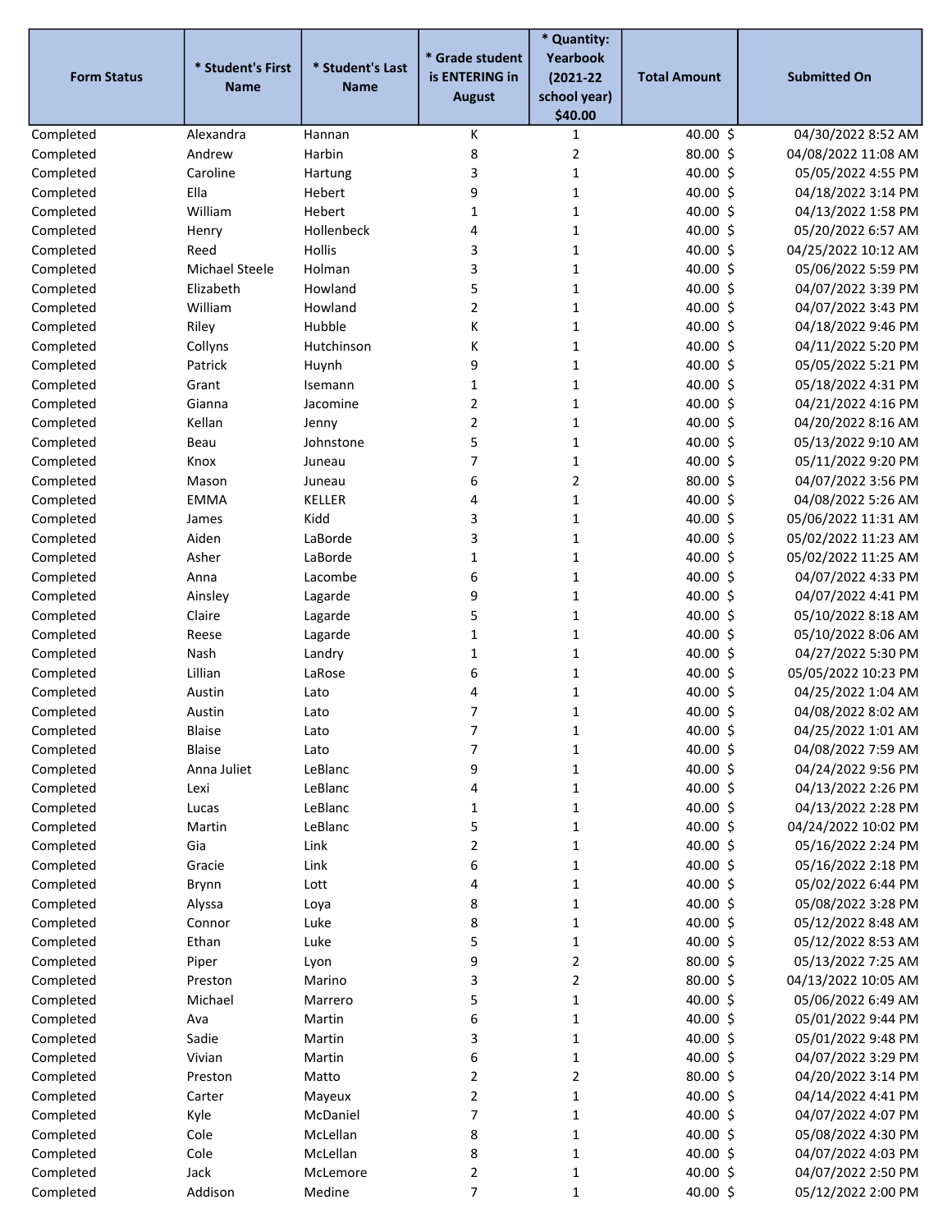| Form Status | * Student's First Name | * Student's Last Name | * Grade student is ENTERING in August | * Quantity: Yearbook (2021-22 school year) $40.00 | Total Amount | Submitted On |
|---|---|---|---|---|---|---|
| Completed | Alexandra | Hannan | K | 1 | 40.00 $ | 04/30/2022 8:52 AM |
| Completed | Andrew | Harbin | 8 | 2 | 80.00 $ | 04/08/2022 11:08 AM |
| Completed | Caroline | Hartung | 3 | 1 | 40.00 $ | 05/05/2022 4:55 PM |
| Completed | Ella | Hebert | 9 | 1 | 40.00 $ | 04/18/2022 3:14 PM |
| Completed | William | Hebert | 1 | 1 | 40.00 $ | 04/13/2022 1:58 PM |
| Completed | Henry | Hollenbeck | 4 | 1 | 40.00 $ | 05/20/2022 6:57 AM |
| Completed | Reed | Hollis | 3 | 1 | 40.00 $ | 04/25/2022 10:12 AM |
| Completed | Michael Steele | Holman | 3 | 1 | 40.00 $ | 05/06/2022 5:59 PM |
| Completed | Elizabeth | Howland | 5 | 1 | 40.00 $ | 04/07/2022 3:39 PM |
| Completed | William | Howland | 2 | 1 | 40.00 $ | 04/07/2022 3:43 PM |
| Completed | Riley | Hubble | K | 1 | 40.00 $ | 04/18/2022 9:46 PM |
| Completed | Collyns | Hutchinson | K | 1 | 40.00 $ | 04/11/2022 5:20 PM |
| Completed | Patrick | Huynh | 9 | 1 | 40.00 $ | 05/05/2022 5:21 PM |
| Completed | Grant | Isemann | 1 | 1 | 40.00 $ | 05/18/2022 4:31 PM |
| Completed | Gianna | Jacomine | 2 | 1 | 40.00 $ | 04/21/2022 4:16 PM |
| Completed | Kellan | Jenny | 2 | 1 | 40.00 $ | 04/20/2022 8:16 AM |
| Completed | Beau | Johnstone | 5 | 1 | 40.00 $ | 05/13/2022 9:10 AM |
| Completed | Knox | Juneau | 7 | 1 | 40.00 $ | 05/11/2022 9:20 PM |
| Completed | Mason | Juneau | 6 | 2 | 80.00 $ | 04/07/2022 3:56 PM |
| Completed | EMMA | KELLER | 4 | 1 | 40.00 $ | 04/08/2022 5:26 AM |
| Completed | James | Kidd | 3 | 1 | 40.00 $ | 05/06/2022 11:31 AM |
| Completed | Aiden | LaBorde | 3 | 1 | 40.00 $ | 05/02/2022 11:23 AM |
| Completed | Asher | LaBorde | 1 | 1 | 40.00 $ | 05/02/2022 11:25 AM |
| Completed | Anna | Lacombe | 6 | 1 | 40.00 $ | 04/07/2022 4:33 PM |
| Completed | Ainsley | Lagarde | 9 | 1 | 40.00 $ | 04/07/2022 4:41 PM |
| Completed | Claire | Lagarde | 5 | 1 | 40.00 $ | 05/10/2022 8:18 AM |
| Completed | Reese | Lagarde | 1 | 1 | 40.00 $ | 05/10/2022 8:06 AM |
| Completed | Nash | Landry | 1 | 1 | 40.00 $ | 04/27/2022 5:30 PM |
| Completed | Lillian | LaRose | 6 | 1 | 40.00 $ | 05/05/2022 10:23 PM |
| Completed | Austin | Lato | 4 | 1 | 40.00 $ | 04/25/2022 1:04 AM |
| Completed | Austin | Lato | 7 | 1 | 40.00 $ | 04/08/2022 8:02 AM |
| Completed | Blaise | Lato | 7 | 1 | 40.00 $ | 04/25/2022 1:01 AM |
| Completed | Blaise | Lato | 7 | 1 | 40.00 $ | 04/08/2022 7:59 AM |
| Completed | Anna Juliet | LeBlanc | 9 | 1 | 40.00 $ | 04/24/2022 9:56 PM |
| Completed | Lexi | LeBlanc | 4 | 1 | 40.00 $ | 04/13/2022 2:26 PM |
| Completed | Lucas | LeBlanc | 1 | 1 | 40.00 $ | 04/13/2022 2:28 PM |
| Completed | Martin | LeBlanc | 5 | 1 | 40.00 $ | 04/24/2022 10:02 PM |
| Completed | Gia | Link | 2 | 1 | 40.00 $ | 05/16/2022 2:24 PM |
| Completed | Gracie | Link | 6 | 1 | 40.00 $ | 05/16/2022 2:18 PM |
| Completed | Brynn | Lott | 4 | 1 | 40.00 $ | 05/02/2022 6:44 PM |
| Completed | Alyssa | Loya | 8 | 1 | 40.00 $ | 05/08/2022 3:28 PM |
| Completed | Connor | Luke | 8 | 1 | 40.00 $ | 05/12/2022 8:48 AM |
| Completed | Ethan | Luke | 5 | 1 | 40.00 $ | 05/12/2022 8:53 AM |
| Completed | Piper | Lyon | 9 | 2 | 80.00 $ | 05/13/2022 7:25 AM |
| Completed | Preston | Marino | 3 | 2 | 80.00 $ | 04/13/2022 10:05 AM |
| Completed | Michael | Marrero | 5 | 1 | 40.00 $ | 05/06/2022 6:49 AM |
| Completed | Ava | Martin | 6 | 1 | 40.00 $ | 05/01/2022 9:44 PM |
| Completed | Sadie | Martin | 3 | 1 | 40.00 $ | 05/01/2022 9:48 PM |
| Completed | Vivian | Martin | 6 | 1 | 40.00 $ | 04/07/2022 3:29 PM |
| Completed | Preston | Matto | 2 | 2 | 80.00 $ | 04/20/2022 3:14 PM |
| Completed | Carter | Mayeux | 2 | 1 | 40.00 $ | 04/14/2022 4:41 PM |
| Completed | Kyle | McDaniel | 7 | 1 | 40.00 $ | 04/07/2022 4:07 PM |
| Completed | Cole | McLellan | 8 | 1 | 40.00 $ | 05/08/2022 4:30 PM |
| Completed | Cole | McLellan | 8 | 1 | 40.00 $ | 04/07/2022 4:03 PM |
| Completed | Jack | McLemore | 2 | 1 | 40.00 $ | 04/07/2022 2:50 PM |
| Completed | Addison | Medine | 7 | 1 | 40.00 $ | 05/12/2022 2:00 PM |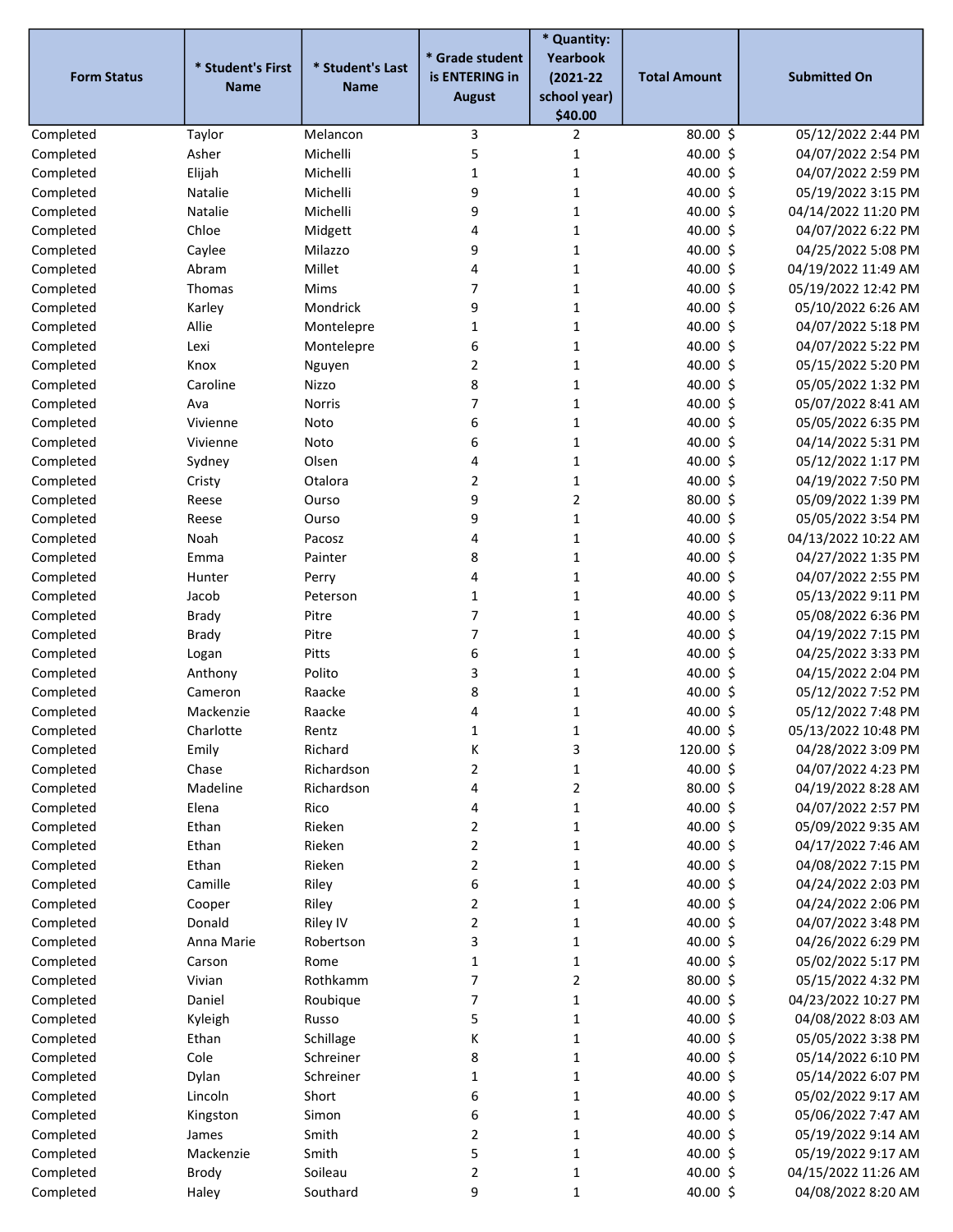| Form Status | * Student's First Name | * Student's Last Name | * Grade student is ENTERING in August | * Quantity: Yearbook (2021-22 school year) $40.00 | Total Amount | Submitted On |
|---|---|---|---|---|---|---|
| Completed | Taylor | Melancon | 3 | 2 | 80.00 $ | 05/12/2022 2:44 PM |
| Completed | Asher | Michelli | 5 | 1 | 40.00 $ | 04/07/2022 2:54 PM |
| Completed | Elijah | Michelli | 1 | 1 | 40.00 $ | 04/07/2022 2:59 PM |
| Completed | Natalie | Michelli | 9 | 1 | 40.00 $ | 05/19/2022 3:15 PM |
| Completed | Natalie | Michelli | 9 | 1 | 40.00 $ | 04/14/2022 11:20 PM |
| Completed | Chloe | Midgett | 4 | 1 | 40.00 $ | 04/07/2022 6:22 PM |
| Completed | Caylee | Milazzo | 9 | 1 | 40.00 $ | 04/25/2022 5:08 PM |
| Completed | Abram | Millet | 4 | 1 | 40.00 $ | 04/19/2022 11:49 AM |
| Completed | Thomas | Mims | 7 | 1 | 40.00 $ | 05/19/2022 12:42 PM |
| Completed | Karley | Mondrick | 9 | 1 | 40.00 $ | 05/10/2022 6:26 AM |
| Completed | Allie | Montelepre | 1 | 1 | 40.00 $ | 04/07/2022 5:18 PM |
| Completed | Lexi | Montelepre | 6 | 1 | 40.00 $ | 04/07/2022 5:22 PM |
| Completed | Knox | Nguyen | 2 | 1 | 40.00 $ | 05/15/2022 5:20 PM |
| Completed | Caroline | Nizzo | 8 | 1 | 40.00 $ | 05/05/2022 1:32 PM |
| Completed | Ava | Norris | 7 | 1 | 40.00 $ | 05/07/2022 8:41 AM |
| Completed | Vivienne | Noto | 6 | 1 | 40.00 $ | 05/05/2022 6:35 PM |
| Completed | Vivienne | Noto | 6 | 1 | 40.00 $ | 04/14/2022 5:31 PM |
| Completed | Sydney | Olsen | 4 | 1 | 40.00 $ | 05/12/2022 1:17 PM |
| Completed | Cristy | Otalora | 2 | 1 | 40.00 $ | 04/19/2022 7:50 PM |
| Completed | Reese | Ourso | 9 | 2 | 80.00 $ | 05/09/2022 1:39 PM |
| Completed | Reese | Ourso | 9 | 1 | 40.00 $ | 05/05/2022 3:54 PM |
| Completed | Noah | Pacosz | 4 | 1 | 40.00 $ | 04/13/2022 10:22 AM |
| Completed | Emma | Painter | 8 | 1 | 40.00 $ | 04/27/2022 1:35 PM |
| Completed | Hunter | Perry | 4 | 1 | 40.00 $ | 04/07/2022 2:55 PM |
| Completed | Jacob | Peterson | 1 | 1 | 40.00 $ | 05/13/2022 9:11 PM |
| Completed | Brady | Pitre | 7 | 1 | 40.00 $ | 05/08/2022 6:36 PM |
| Completed | Brady | Pitre | 7 | 1 | 40.00 $ | 04/19/2022 7:15 PM |
| Completed | Logan | Pitts | 6 | 1 | 40.00 $ | 04/25/2022 3:33 PM |
| Completed | Anthony | Polito | 3 | 1 | 40.00 $ | 04/15/2022 2:04 PM |
| Completed | Cameron | Raacke | 8 | 1 | 40.00 $ | 05/12/2022 7:52 PM |
| Completed | Mackenzie | Raacke | 4 | 1 | 40.00 $ | 05/12/2022 7:48 PM |
| Completed | Charlotte | Rentz | 1 | 1 | 40.00 $ | 05/13/2022 10:48 PM |
| Completed | Emily | Richard | K | 3 | 120.00 $ | 04/28/2022 3:09 PM |
| Completed | Chase | Richardson | 2 | 1 | 40.00 $ | 04/07/2022 4:23 PM |
| Completed | Madeline | Richardson | 4 | 2 | 80.00 $ | 04/19/2022 8:28 AM |
| Completed | Elena | Rico | 4 | 1 | 40.00 $ | 04/07/2022 2:57 PM |
| Completed | Ethan | Rieken | 2 | 1 | 40.00 $ | 05/09/2022 9:35 AM |
| Completed | Ethan | Rieken | 2 | 1 | 40.00 $ | 04/17/2022 7:46 AM |
| Completed | Ethan | Rieken | 2 | 1 | 40.00 $ | 04/08/2022 7:15 PM |
| Completed | Camille | Riley | 6 | 1 | 40.00 $ | 04/24/2022 2:03 PM |
| Completed | Cooper | Riley | 2 | 1 | 40.00 $ | 04/24/2022 2:06 PM |
| Completed | Donald | Riley IV | 2 | 1 | 40.00 $ | 04/07/2022 3:48 PM |
| Completed | Anna Marie | Robertson | 3 | 1 | 40.00 $ | 04/26/2022 6:29 PM |
| Completed | Carson | Rome | 1 | 1 | 40.00 $ | 05/02/2022 5:17 PM |
| Completed | Vivian | Rothkamm | 7 | 2 | 80.00 $ | 05/15/2022 4:32 PM |
| Completed | Daniel | Roubique | 7 | 1 | 40.00 $ | 04/23/2022 10:27 PM |
| Completed | Kyleigh | Russo | 5 | 1 | 40.00 $ | 04/08/2022 8:03 AM |
| Completed | Ethan | Schillage | K | 1 | 40.00 $ | 05/05/2022 3:38 PM |
| Completed | Cole | Schreiner | 8 | 1 | 40.00 $ | 05/14/2022 6:10 PM |
| Completed | Dylan | Schreiner | 1 | 1 | 40.00 $ | 05/14/2022 6:07 PM |
| Completed | Lincoln | Short | 6 | 1 | 40.00 $ | 05/02/2022 9:17 AM |
| Completed | Kingston | Simon | 6 | 1 | 40.00 $ | 05/06/2022 7:47 AM |
| Completed | James | Smith | 2 | 1 | 40.00 $ | 05/19/2022 9:14 AM |
| Completed | Mackenzie | Smith | 5 | 1 | 40.00 $ | 05/19/2022 9:17 AM |
| Completed | Brody | Soileau | 2 | 1 | 40.00 $ | 04/15/2022 11:26 AM |
| Completed | Haley | Southard | 9 | 1 | 40.00 $ | 04/08/2022 8:20 AM |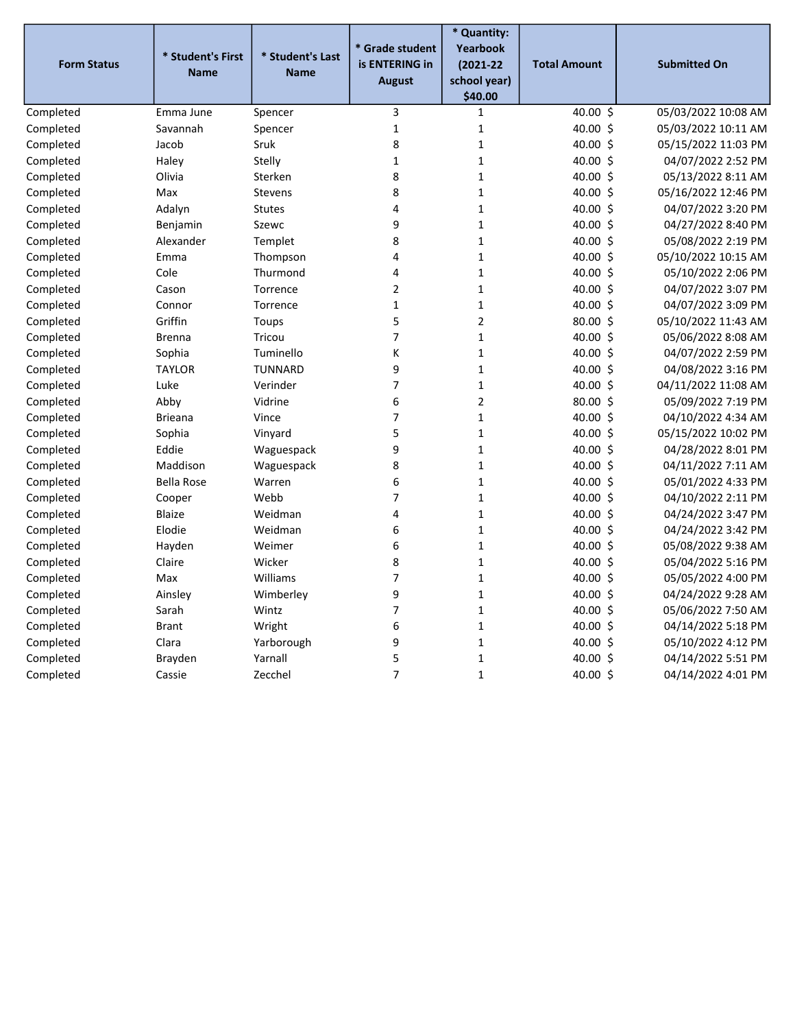| Form Status | * Student's First Name | * Student's Last Name | * Grade student is ENTERING in August | * Quantity: Yearbook (2021-22 school year) $40.00 | Total Amount | Submitted On |
|---|---|---|---|---|---|---|
| Completed | Emma June | Spencer | 3 | 1 | 40.00 $ | 05/03/2022 10:08 AM |
| Completed | Savannah | Spencer | 1 | 1 | 40.00 $ | 05/03/2022 10:11 AM |
| Completed | Jacob | Sruk | 8 | 1 | 40.00 $ | 05/15/2022 11:03 PM |
| Completed | Haley | Stelly | 1 | 1 | 40.00 $ | 04/07/2022 2:52 PM |
| Completed | Olivia | Sterken | 8 | 1 | 40.00 $ | 05/13/2022 8:11 AM |
| Completed | Max | Stevens | 8 | 1 | 40.00 $ | 05/16/2022 12:46 PM |
| Completed | Adalyn | Stutes | 4 | 1 | 40.00 $ | 04/07/2022 3:20 PM |
| Completed | Benjamin | Szewc | 9 | 1 | 40.00 $ | 04/27/2022 8:40 PM |
| Completed | Alexander | Templet | 8 | 1 | 40.00 $ | 05/08/2022 2:19 PM |
| Completed | Emma | Thompson | 4 | 1 | 40.00 $ | 05/10/2022 10:15 AM |
| Completed | Cole | Thurmond | 4 | 1 | 40.00 $ | 05/10/2022 2:06 PM |
| Completed | Cason | Torrence | 2 | 1 | 40.00 $ | 04/07/2022 3:07 PM |
| Completed | Connor | Torrence | 1 | 1 | 40.00 $ | 04/07/2022 3:09 PM |
| Completed | Griffin | Toups | 5 | 2 | 80.00 $ | 05/10/2022 11:43 AM |
| Completed | Brenna | Tricou | 7 | 1 | 40.00 $ | 05/06/2022 8:08 AM |
| Completed | Sophia | Tuminello | K | 1 | 40.00 $ | 04/07/2022 2:59 PM |
| Completed | TAYLOR | TUNNARD | 9 | 1 | 40.00 $ | 04/08/2022 3:16 PM |
| Completed | Luke | Verinder | 7 | 1 | 40.00 $ | 04/11/2022 11:08 AM |
| Completed | Abby | Vidrine | 6 | 2 | 80.00 $ | 05/09/2022 7:19 PM |
| Completed | Brieana | Vince | 7 | 1 | 40.00 $ | 04/10/2022 4:34 AM |
| Completed | Sophia | Vinyard | 5 | 1 | 40.00 $ | 05/15/2022 10:02 PM |
| Completed | Eddie | Waguespack | 9 | 1 | 40.00 $ | 04/28/2022 8:01 PM |
| Completed | Maddison | Waguespack | 8 | 1 | 40.00 $ | 04/11/2022 7:11 AM |
| Completed | Bella Rose | Warren | 6 | 1 | 40.00 $ | 05/01/2022 4:33 PM |
| Completed | Cooper | Webb | 7 | 1 | 40.00 $ | 04/10/2022 2:11 PM |
| Completed | Blaize | Weidman | 4 | 1 | 40.00 $ | 04/24/2022 3:47 PM |
| Completed | Elodie | Weidman | 6 | 1 | 40.00 $ | 04/24/2022 3:42 PM |
| Completed | Hayden | Weimer | 6 | 1 | 40.00 $ | 05/08/2022 9:38 AM |
| Completed | Claire | Wicker | 8 | 1 | 40.00 $ | 05/04/2022 5:16 PM |
| Completed | Max | Williams | 7 | 1 | 40.00 $ | 05/05/2022 4:00 PM |
| Completed | Ainsley | Wimberley | 9 | 1 | 40.00 $ | 04/24/2022 9:28 AM |
| Completed | Sarah | Wintz | 7 | 1 | 40.00 $ | 05/06/2022 7:50 AM |
| Completed | Brant | Wright | 6 | 1 | 40.00 $ | 04/14/2022 5:18 PM |
| Completed | Clara | Yarborough | 9 | 1 | 40.00 $ | 05/10/2022 4:12 PM |
| Completed | Brayden | Yarnall | 5 | 1 | 40.00 $ | 04/14/2022 5:51 PM |
| Completed | Cassie | Zecchel | 7 | 1 | 40.00 $ | 04/14/2022 4:01 PM |